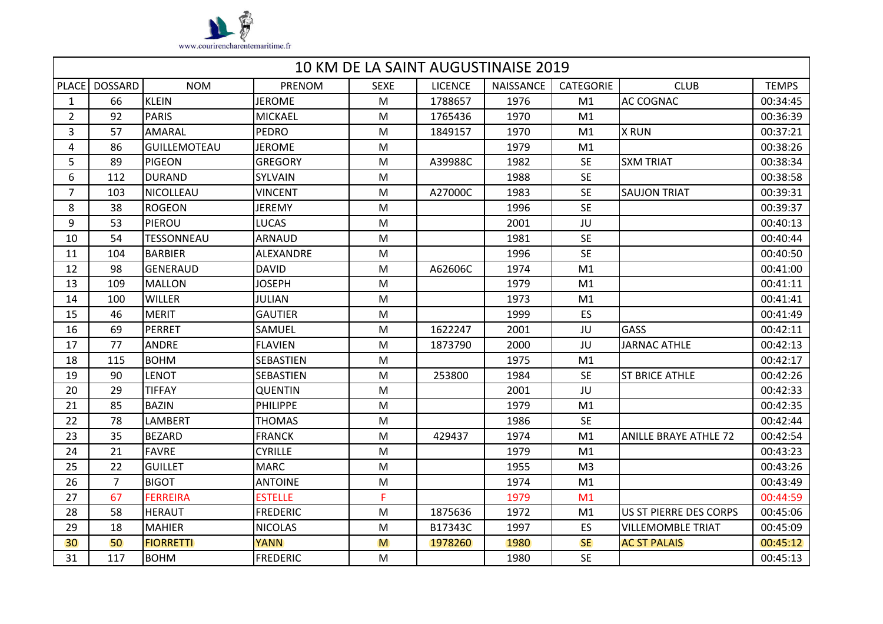www.courirencharentemaritime.fr

| 10 KM DE LA SAINT AUGUSTINAISE 2019 | | | | | | | | | |
|---|---|---|---|---|---|---|---|---|---|
| PLACE | DOSSARD | NOM | PRENOM | SEXE | LICENCE | NAISSANCE | CATEGORIE | CLUB | TEMPS |
| 1 | 66 | KLEIN | JEROME | M | 1788657 | 1976 | M1 | AC COGNAC | 00:34:45 |
| 2 | 92 | PARIS | MICKAEL | M | 1765436 | 1970 | M1 | | 00:36:39 |
| 3 | 57 | AMARAL | PEDRO | M | 1849157 | 1970 | M1 | X RUN | 00:37:21 |
| 4 | 86 | GUILLEMOTEAU | JEROME | M | | 1979 | M1 | | 00:38:26 |
| 5 | 89 | PIGEON | GREGORY | M | A39988C | 1982 | SE | SXM TRIAT | 00:38:34 |
| 6 | 112 | DURAND | SYLVAIN | M | | 1988 | SE | | 00:38:58 |
| 7 | 103 | NICOLLEAU | VINCENT | M | A27000C | 1983 | SE | SAUJON TRIAT | 00:39:31 |
| 8 | 38 | ROGEON | JEREMY | M | | 1996 | SE | | 00:39:37 |
| 9 | 53 | PIEROU | LUCAS | M | | 2001 | JU | | 00:40:13 |
| 10 | 54 | TESSONNEAU | ARNAUD | M | | 1981 | SE | | 00:40:44 |
| 11 | 104 | BARBIER | ALEXANDRE | M | | 1996 | SE | | 00:40:50 |
| 12 | 98 | GENERAUD | DAVID | M | A62606C | 1974 | M1 | | 00:41:00 |
| 13 | 109 | MALLON | JOSEPH | M | | 1979 | M1 | | 00:41:11 |
| 14 | 100 | WILLER | JULIAN | M | | 1973 | M1 | | 00:41:41 |
| 15 | 46 | MERIT | GAUTIER | M | | 1999 | ES | | 00:41:49 |
| 16 | 69 | PERRET | SAMUEL | M | 1622247 | 2001 | JU | GASS | 00:42:11 |
| 17 | 77 | ANDRE | FLAVIEN | M | 1873790 | 2000 | JU | JARNAC ATHLE | 00:42:13 |
| 18 | 115 | BOHM | SEBASTIEN | M | | 1975 | M1 | | 00:42:17 |
| 19 | 90 | LENOT | SEBASTIEN | M | 253800 | 1984 | SE | ST BRICE ATHLE | 00:42:26 |
| 20 | 29 | TIFFAY | QUENTIN | M | | 2001 | JU | | 00:42:33 |
| 21 | 85 | BAZIN | PHILIPPE | M | | 1979 | M1 | | 00:42:35 |
| 22 | 78 | LAMBERT | THOMAS | M | | 1986 | SE | | 00:42:44 |
| 23 | 35 | BEZARD | FRANCK | M | 429437 | 1974 | M1 | ANILLE BRAYE ATHLE 72 | 00:42:54 |
| 24 | 21 | FAVRE | CYRILLE | M | | 1979 | M1 | | 00:43:23 |
| 25 | 22 | GUILLET | MARC | M | | 1955 | M3 | | 00:43:26 |
| 26 | 7 | BIGOT | ANTOINE | M | | 1974 | M1 | | 00:43:49 |
| 27 | 67 | FERREIRA | ESTELLE | F | | 1979 | M1 | | 00:44:59 |
| 28 | 58 | HERAUT | FREDERIC | M | 1875636 | 1972 | M1 | US ST PIERRE DES CORPS | 00:45:06 |
| 29 | 18 | MAHIER | NICOLAS | M | B17343C | 1997 | ES | VILLEMOMBLE TRIAT | 00:45:09 |
| 30 | 50 | FIORRETTI | YANN | M | 1978260 | 1980 | SE | AC ST PALAIS | 00:45:12 |
| 31 | 117 | BOHM | FREDERIC | M | | 1980 | SE | | 00:45:13 |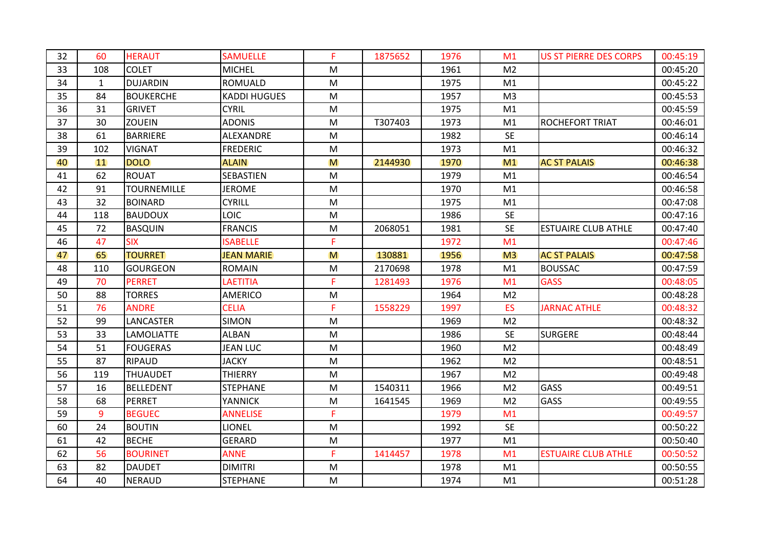| 32 | 60 | HERAUT | SAMUELLE | F | 1875652 | 1976 | M1 | US ST PIERRE DES CORPS | 00:45:19 |
|---|---|---|---|---|---|---|---|---|---|
| 33 | 108 | COLET | MICHEL | M | | 1961 | M2 | | 00:45:20 |
| 34 | 1 | DUJARDIN | ROMUALD | M | | 1975 | M1 | | 00:45:22 |
| 35 | 84 | BOUKERCHE | KADDI HUGUES | M | | 1957 | M3 | | 00:45:53 |
| 36 | 31 | GRIVET | CYRIL | M | | 1975 | M1 | | 00:45:59 |
| 37 | 30 | ZOUEIN | ADONIS | M | T307403 | 1973 | M1 | ROCHEFORT TRIAT | 00:46:01 |
| 38 | 61 | BARRIERE | ALEXANDRE | M | | 1982 | SE | | 00:46:14 |
| 39 | 102 | VIGNAT | FREDERIC | M | | 1973 | M1 | | 00:46:32 |
| 40 | 11 | DOLO | ALAIN | M | 2144930 | 1970 | M1 | AC ST PALAIS | 00:46:38 |
| 41 | 62 | ROUAT | SEBASTIEN | M | | 1979 | M1 | | 00:46:54 |
| 42 | 91 | TOURNEMILLE | JEROME | M | | 1970 | M1 | | 00:46:58 |
| 43 | 32 | BOINARD | CYRILL | M | | 1975 | M1 | | 00:47:08 |
| 44 | 118 | BAUDOUX | LOIC | M | | 1986 | SE | | 00:47:16 |
| 45 | 72 | BASQUIN | FRANCIS | M | 2068051 | 1981 | SE | ESTUAIRE CLUB ATHLE | 00:47:40 |
| 46 | 47 | SIX | ISABELLE | F | | 1972 | M1 | | 00:47:46 |
| 47 | 65 | TOURRET | JEAN MARIE | M | 130881 | 1956 | M3 | AC ST PALAIS | 00:47:58 |
| 48 | 110 | GOURGEON | ROMAIN | M | 2170698 | 1978 | M1 | BOUSSAC | 00:47:59 |
| 49 | 70 | PERRET | LAETITIA | F | 1281493 | 1976 | M1 | GASS | 00:48:05 |
| 50 | 88 | TORRES | AMERICO | M | | 1964 | M2 | | 00:48:28 |
| 51 | 76 | ANDRE | CELIA | F | 1558229 | 1997 | ES | JARNAC ATHLE | 00:48:32 |
| 52 | 99 | LANCASTER | SIMON | M | | 1969 | M2 | | 00:48:32 |
| 53 | 33 | LAMOLIATTE | ALBAN | M | | 1986 | SE | SURGERE | 00:48:44 |
| 54 | 51 | FOUGERAS | JEAN LUC | M | | 1960 | M2 | | 00:48:49 |
| 55 | 87 | RIPAUD | JACKY | M | | 1962 | M2 | | 00:48:51 |
| 56 | 119 | THUAUDET | THIERRY | M | | 1967 | M2 | | 00:49:48 |
| 57 | 16 | BELLEDENT | STEPHANE | M | 1540311 | 1966 | M2 | GASS | 00:49:51 |
| 58 | 68 | PERRET | YANNICK | M | 1641545 | 1969 | M2 | GASS | 00:49:55 |
| 59 | 9 | BEGUEC | ANNELISE | F | | 1979 | M1 | | 00:49:57 |
| 60 | 24 | BOUTIN | LIONEL | M | | 1992 | SE | | 00:50:22 |
| 61 | 42 | BECHE | GERARD | M | | 1977 | M1 | | 00:50:40 |
| 62 | 56 | BOURINET | ANNE | F | 1414457 | 1978 | M1 | ESTUAIRE CLUB ATHLE | 00:50:52 |
| 63 | 82 | DAUDET | DIMITRI | M | | 1978 | M1 | | 00:50:55 |
| 64 | 40 | NERAUD | STEPHANE | M | | 1974 | M1 | | 00:51:28 |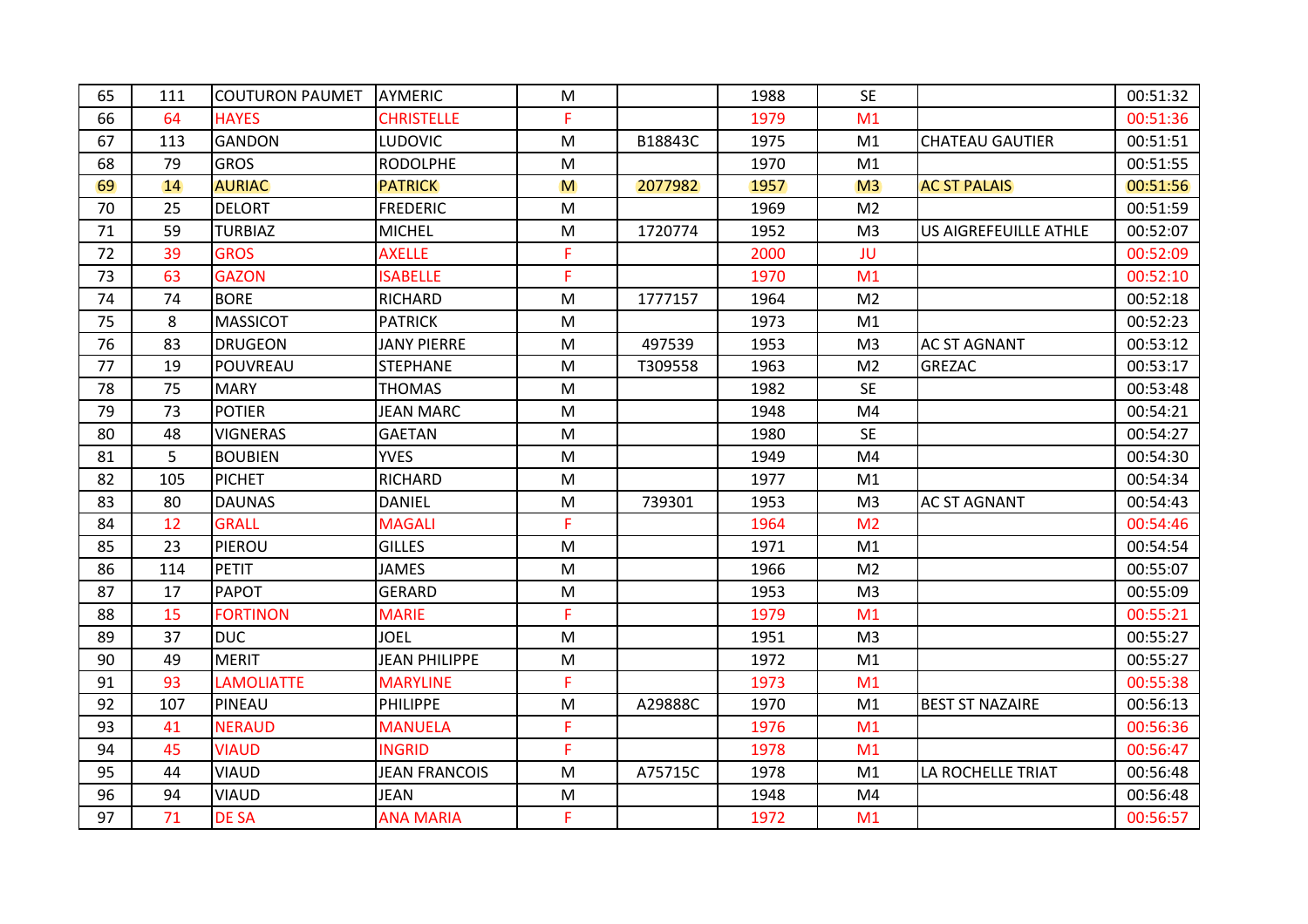| 65 | 111 | COUTURON PAUMET | AYMERIC | M | | 1988 | SE | | 00:51:32 |
|---|---|---|---|---|---|---|---|---|---|
| 66 | 64 | HAYES | CHRISTELLE | F | | 1979 | M1 | | 00:51:36 |
| 67 | 113 | GANDON | LUDOVIC | M | B18843C | 1975 | M1 | CHATEAU GAUTIER | 00:51:51 |
| 68 | 79 | GROS | RODOLPHE | M | | 1970 | M1 | | 00:51:55 |
| 69 | 14 | AURIAC | PATRICK | M | 2077982 | 1957 | M3 | AC ST PALAIS | 00:51:56 |
| 70 | 25 | DELORT | FREDERIC | M | | 1969 | M2 | | 00:51:59 |
| 71 | 59 | TURBIAZ | MICHEL | M | 1720774 | 1952 | M3 | US AIGREFEUILLE ATHLE | 00:52:07 |
| 72 | 39 | GROS | AXELLE | F | | 2000 | JU | | 00:52:09 |
| 73 | 63 | GAZON | ISABELLE | F | | 1970 | M1 | | 00:52:10 |
| 74 | 74 | BORE | RICHARD | M | 1777157 | 1964 | M2 | | 00:52:18 |
| 75 | 8 | MASSICOT | PATRICK | M | | 1973 | M1 | | 00:52:23 |
| 76 | 83 | DRUGEON | JANY PIERRE | M | 497539 | 1953 | M3 | AC ST AGNANT | 00:53:12 |
| 77 | 19 | POUVREAU | STEPHANE | M | T309558 | 1963 | M2 | GREZAC | 00:53:17 |
| 78 | 75 | MARY | THOMAS | M | | 1982 | SE | | 00:53:48 |
| 79 | 73 | POTIER | JEAN MARC | M | | 1948 | M4 | | 00:54:21 |
| 80 | 48 | VIGNERAS | GAETAN | M | | 1980 | SE | | 00:54:27 |
| 81 | 5 | BOUBIEN | YVES | M | | 1949 | M4 | | 00:54:30 |
| 82 | 105 | PICHET | RICHARD | M | | 1977 | M1 | | 00:54:34 |
| 83 | 80 | DAUNAS | DANIEL | M | 739301 | 1953 | M3 | AC ST AGNANT | 00:54:43 |
| 84 | 12 | GRALL | MAGALI | F | | 1964 | M2 | | 00:54:46 |
| 85 | 23 | PIEROU | GILLES | M | | 1971 | M1 | | 00:54:54 |
| 86 | 114 | PETIT | JAMES | M | | 1966 | M2 | | 00:55:07 |
| 87 | 17 | PAPOT | GERARD | M | | 1953 | M3 | | 00:55:09 |
| 88 | 15 | FORTINON | MARIE | F | | 1979 | M1 | | 00:55:21 |
| 89 | 37 | DUC | JOEL | M | | 1951 | M3 | | 00:55:27 |
| 90 | 49 | MERIT | JEAN PHILIPPE | M | | 1972 | M1 | | 00:55:27 |
| 91 | 93 | LAMOLIATTE | MARYLINE | F | | 1973 | M1 | | 00:55:38 |
| 92 | 107 | PINEAU | PHILIPPE | M | A29888C | 1970 | M1 | BEST ST NAZAIRE | 00:56:13 |
| 93 | 41 | NERAUD | MANUELA | F | | 1976 | M1 | | 00:56:36 |
| 94 | 45 | VIAUD | INGRID | F | | 1978 | M1 | | 00:56:47 |
| 95 | 44 | VIAUD | JEAN FRANCOIS | M | A75715C | 1978 | M1 | LA ROCHELLE TRIAT | 00:56:48 |
| 96 | 94 | VIAUD | JEAN | M | | 1948 | M4 | | 00:56:48 |
| 97 | 71 | DE SA | ANA MARIA | F | | 1972 | M1 | | 00:56:57 |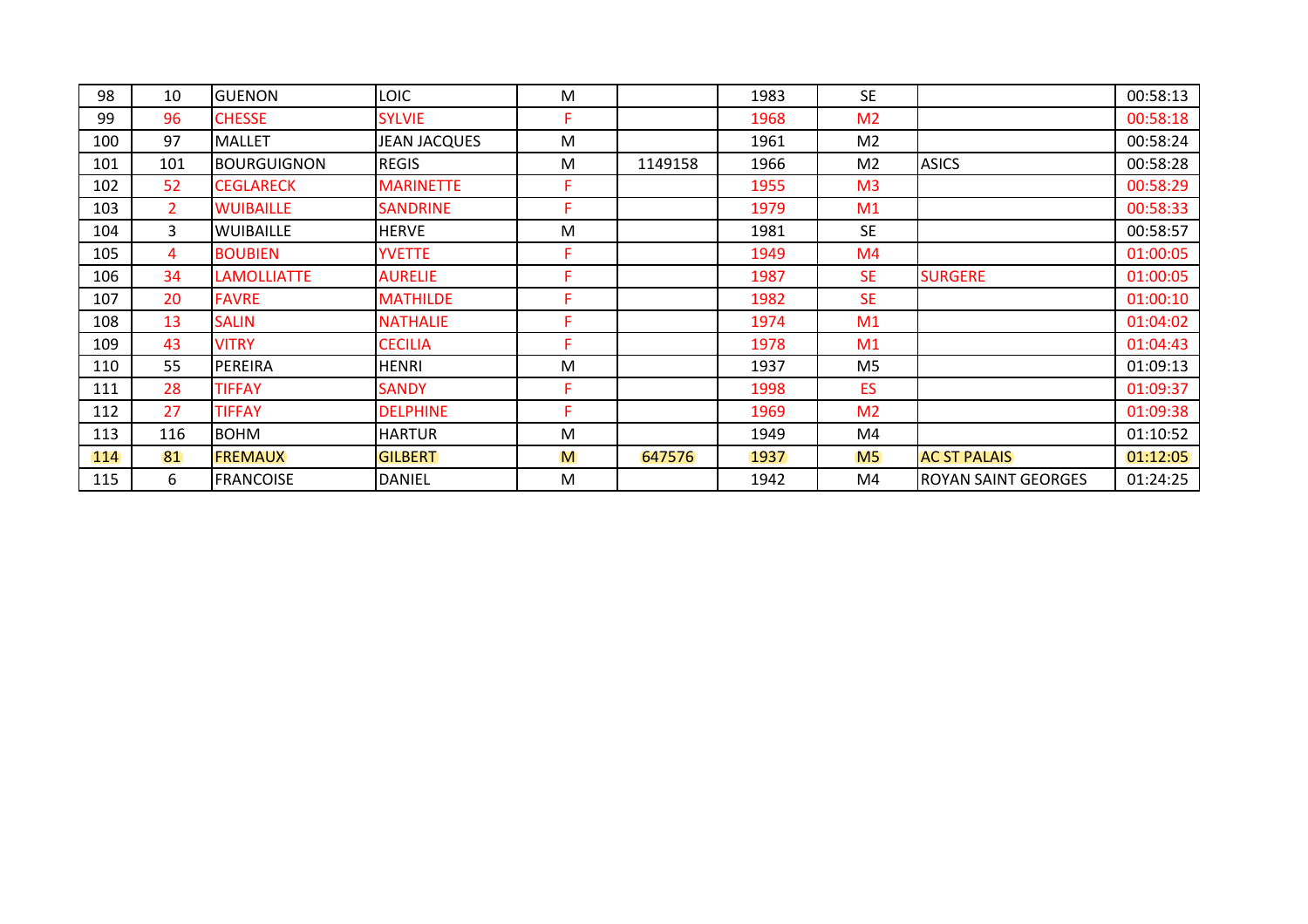| | | | | | | | | | |
|---|---|---|---|---|---|---|---|---|---|
| 98 | 10 | GUENON | LOIC | M | | 1983 | SE | | 00:58:13 |
| 99 | 96 | CHESSE | SYLVIE | F | | 1968 | M2 | | 00:58:18 |
| 100 | 97 | MALLET | JEAN JACQUES | M | | 1961 | M2 | | 00:58:24 |
| 101 | 101 | BOURGUIGNON | REGIS | M | 1149158 | 1966 | M2 | ASICS | 00:58:28 |
| 102 | 52 | CEGLARECK | MARINETTE | F | | 1955 | M3 | | 00:58:29 |
| 103 | 2 | WUIBAILLE | SANDRINE | F | | 1979 | M1 | | 00:58:33 |
| 104 | 3 | WUIBAILLE | HERVE | M | | 1981 | SE | | 00:58:57 |
| 105 | 4 | BOUBIEN | YVETTE | F | | 1949 | M4 | | 01:00:05 |
| 106 | 34 | LAMOLLIATTE | AURELIE | F | | 1987 | SE | SURGERE | 01:00:05 |
| 107 | 20 | FAVRE | MATHILDE | F | | 1982 | SE | | 01:00:10 |
| 108 | 13 | SALIN | NATHALIE | F | | 1974 | M1 | | 01:04:02 |
| 109 | 43 | VITRY | CECILIA | F | | 1978 | M1 | | 01:04:43 |
| 110 | 55 | PEREIRA | HENRI | M | | 1937 | M5 | | 01:09:13 |
| 111 | 28 | TIFFAY | SANDY | F | | 1998 | ES | | 01:09:37 |
| 112 | 27 | TIFFAY | DELPHINE | F | | 1969 | M2 | | 01:09:38 |
| 113 | 116 | BOHM | HARTUR | M | | 1949 | M4 | | 01:10:52 |
| 114 | 81 | FREMAUX | GILBERT | M | 647576 | 1937 | M5 | AC ST PALAIS | 01:12:05 |
| 115 | 6 | FRANCOISE | DANIEL | M | | 1942 | M4 | ROYAN SAINT GEORGES | 01:24:25 |